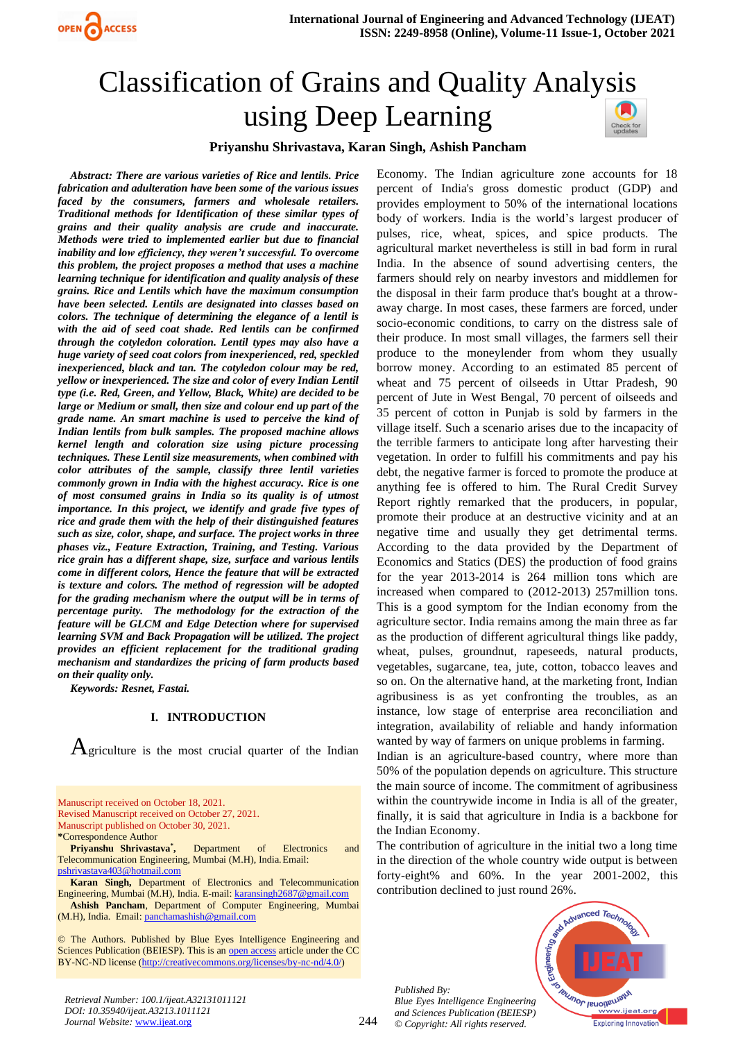# Classification of Grains and Quality Analysis using Deep Learning

**Priyanshu Shrivastava, Karan Singh, Ashish Pancham**

***Abstract:** There are various varieties of Rice and lentils. Price fabrication and adulteration have been some of the various issues faced by the consumers, farmers and wholesale retailers. Traditional methods for Identification of these similar types of grains and their quality analysis are crude and inaccurate. Methods were tried to implemented earlier but due to financial inability and low efficiency, they weren't successful. To overcome this problem, the project proposes a method that uses a machine learning technique for identification and quality analysis of these grains. Rice and Lentils which have the maximum consumption have been selected. Lentils are designated into classes based on colors. The technique of determining the elegance of a lentil is with the aid of seed coat shade. Red lentils can be confirmed through the cotyledon coloration. Lentil types may also have a huge variety of seed coat colors from inexperienced, red, speckled inexperienced, black and tan. The cotyledon colour may be red, yellow or inexperienced. The size and color of every Indian Lentil type (i.e. Red, Green, and Yellow, Black, White) are decided to be large or Medium or small, then size and colour end up part of the grade name. An smart machine is used to perceive the kind of Indian lentils from bulk samples. The proposed machine allows kernel length and coloration size using picture processing techniques. These Lentil size measurements, when combined with color attributes of the sample, classify three lentil varieties commonly grown in India with the highest accuracy. Rice is one of most consumed grains in India so its quality is of utmost importance. In this project, we identify and grade five types of rice and grade them with the help of their distinguished features such as size, color, shape, and surface. The project works in three phases viz., Feature Extraction, Training, and Testing. Various rice grain has a different shape, size, surface and various lentils come in different colors, Hence the feature that will be extracted is texture and colors. The method of regression will be adopted for the grading mechanism where the output will be in terms of percentage purity. The methodology for the extraction of the feature will be GLCM and Edge Detection where for supervised learning SVM and Back Propagation will be utilized. The project provides an efficient replacement for the traditional grading mechanism and standardizes the pricing of farm products based on their quality only.***

***Keywords:** Resnet, Fastai.*

## I. INTRODUCTION

Agriculture is the most crucial quarter of the Indian Economy. The Indian agriculture zone accounts for 18 percent of India's gross domestic product (GDP) and provides employment to 50% of the international locations body of workers. India is the world's largest producer of pulses, rice, wheat, spices, and spice products. The agricultural market nevertheless is still in bad form in rural India. In the absence of sound advertising centers, the farmers should rely on nearby investors and middlemen for the disposal in their farm produce that's bought at a throw-away charge. In most cases, these farmers are forced, under socio-economic conditions, to carry on the distress sale of their produce. In most small villages, the farmers sell their produce to the moneylender from whom they usually borrow money. According to an estimated 85 percent of wheat and 75 percent of oilseeds in Uttar Pradesh, 90 percent of Jute in West Bengal, 70 percent of oilseeds and 35 percent of cotton in Punjab is sold by farmers in the village itself. Such a scenario arises due to the incapacity of the terrible farmers to anticipate long after harvesting their vegetation. In order to fulfill his commitments and pay his debt, the negative farmer is forced to promote the produce at anything fee is offered to him. The Rural Credit Survey Report rightly remarked that the producers, in popular, promote their produce at an destructive vicinity and at an negative time and usually they get detrimental terms. According to the data provided by the Department of Economics and Statics (DES) the production of food grains for the year 2013-2014 is 264 million tons which are increased when compared to (2012-2013) 257million tons. This is a good symptom for the Indian economy from the agriculture sector. India remains among the main three as far as the production of different agricultural things like paddy, wheat, pulses, groundnut, rapeseeds, natural products, vegetables, sugarcane, tea, jute, cotton, tobacco leaves and so on. On the alternative hand, at the marketing front, Indian agribusiness is as yet confronting the troubles, as an instance, low stage of enterprise area reconciliation and integration, availability of reliable and handy information wanted by way of farmers on unique problems in farming.

Indian is an agriculture-based country, where more than 50% of the population depends on agriculture. This structure the main source of income. The commitment of agribusiness within the countrywide income in India is all of the greater, finally, it is said that agriculture in India is a backbone for the Indian Economy.

The contribution of agriculture in the initial two a long time in the direction of the whole country wide output is between forty-eight% and 60%. In the year 2001-2002, this contribution declined to just round 26%.

Manuscript received on October 18, 2021.
Revised Manuscript received on October 27, 2021.
Manuscript published on October 30, 2021.
*Correspondence Author

**Priyanshu Shrivastava***, Department of Electronics and Telecommunication Engineering, Mumbai (M.H), India. Email: pshrivastava403@hotmail.com

**Karan Singh**, Department of Electronics and Telecommunication Engineering, Mumbai (M.H), India. E-mail: karansingh2687@gmail.com

**Ashish Pancham**, Department of Computer Engineering, Mumbai (M.H), India. Email: panchamashish@gmail.com

© The Authors. Published by Blue Eyes Intelligence Engineering and Sciences Publication (BEIESP). This is an open access article under the CC BY-NC-ND license (http://creativecommons.org/licenses/by-nc-nd/4.0/)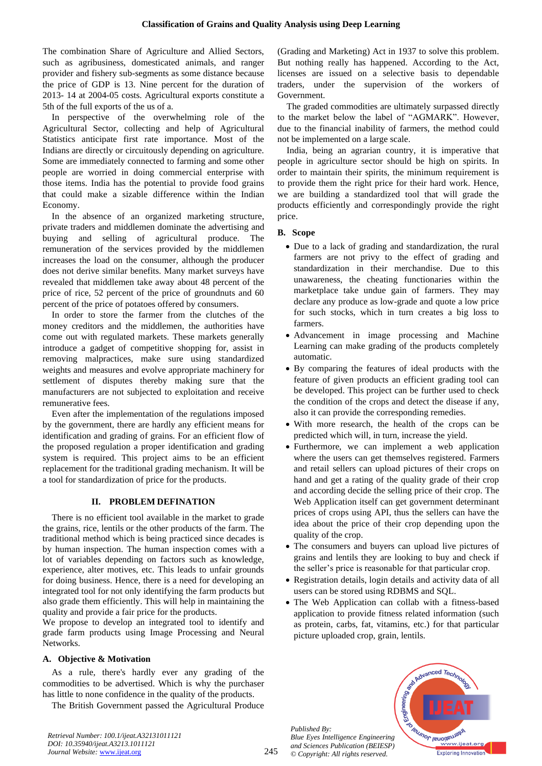The combination Share of Agriculture and Allied Sectors, such as agribusiness, domesticated animals, and ranger provider and fishery sub-segments as some distance because the price of GDP is 13. Nine percent for the duration of 2013- 14 at 2004-05 costs. Agricultural exports constitute a 5th of the full exports of the us of a.

In perspective of the overwhelming role of the Agricultural Sector, collecting and help of Agricultural Statistics anticipate first rate importance. Most of the Indians are directly or circuitously depending on agriculture. Some are immediately connected to farming and some other people are worried in doing commercial enterprise with those items. India has the potential to provide food grains that could make a sizable difference within the Indian Economy.

In the absence of an organized marketing structure, private traders and middlemen dominate the advertising and buying and selling of agricultural produce. The remuneration of the services provided by the middlemen increases the load on the consumer, although the producer does not derive similar benefits. Many market surveys have revealed that middlemen take away about 48 percent of the price of rice, 52 percent of the price of groundnuts and 60 percent of the price of potatoes offered by consumers.

In order to store the farmer from the clutches of the money creditors and the middlemen, the authorities have come out with regulated markets. These markets generally introduce a gadget of competitive shopping for, assist in removing malpractices, make sure using standardized weights and measures and evolve appropriate machinery for settlement of disputes thereby making sure that the manufacturers are not subjected to exploitation and receive remunerative fees.

Even after the implementation of the regulations imposed by the government, there are hardly any efficient means for identification and grading of grains. For an efficient flow of the proposed regulation a proper identification and grading system is required. This project aims to be an efficient replacement for the traditional grading mechanism. It will be a tool for standardization of price for the products.

## II. PROBLEM DEFINATION

There is no efficient tool available in the market to grade the grains, rice, lentils or the other products of the farm. The traditional method which is being practiced since decades is by human inspection. The human inspection comes with a lot of variables depending on factors such as knowledge, experience, alter motives, etc. This leads to unfair grounds for doing business. Hence, there is a need for developing an integrated tool for not only identifying the farm products but also grade them efficiently. This will help in maintaining the quality and provide a fair price for the products.

We propose to develop an integrated tool to identify and grade farm products using Image Processing and Neural Networks.

### A. Objective & Motivation

As a rule, there's hardly ever any grading of the commodities to be advertised. Which is why the purchaser has little to none confidence in the quality of the products.

The British Government passed the Agricultural Produce (Grading and Marketing) Act in 1937 to solve this problem. But nothing really has happened. According to the Act, licenses are issued on a selective basis to dependable traders, under the supervision of the workers of Government.

The graded commodities are ultimately surpassed directly to the market below the label of "AGMARK". However, due to the financial inability of farmers, the method could not be implemented on a large scale.

India, being an agrarian country, it is imperative that people in agriculture sector should be high on spirits. In order to maintain their spirits, the minimum requirement is to provide them the right price for their hard work. Hence, we are building a standardized tool that will grade the products efficiently and correspondingly provide the right price.

### B. Scope

- Due to a lack of grading and standardization, the rural farmers are not privy to the effect of grading and standardization in their merchandise. Due to this unawareness, the cheating functionaries within the marketplace take undue gain of farmers. They may declare any produce as low-grade and quote a low price for such stocks, which in turn creates a big loss to farmers.
- Advancement in image processing and Machine Learning can make grading of the products completely automatic.
- By comparing the features of ideal products with the feature of given products an efficient grading tool can be developed. This project can be further used to check the condition of the crops and detect the disease if any, also it can provide the corresponding remedies.
- With more research, the health of the crops can be predicted which will, in turn, increase the yield.
- Furthermore, we can implement a web application where the users can get themselves registered. Farmers and retail sellers can upload pictures of their crops on hand and get a rating of the quality grade of their crop and according decide the selling price of their crop. The Web Application itself can get government determinant prices of crops using API, thus the sellers can have the idea about the price of their crop depending upon the quality of the crop.
- The consumers and buyers can upload live pictures of grains and lentils they are looking to buy and check if the seller's price is reasonable for that particular crop.
- Registration details, login details and activity data of all users can be stored using RDBMS and SQL.
- The Web Application can collab with a fitness-based application to provide fitness related information (such as protein, carbs, fat, vitamins, etc.) for that particular picture uploaded crop, grain, lentils.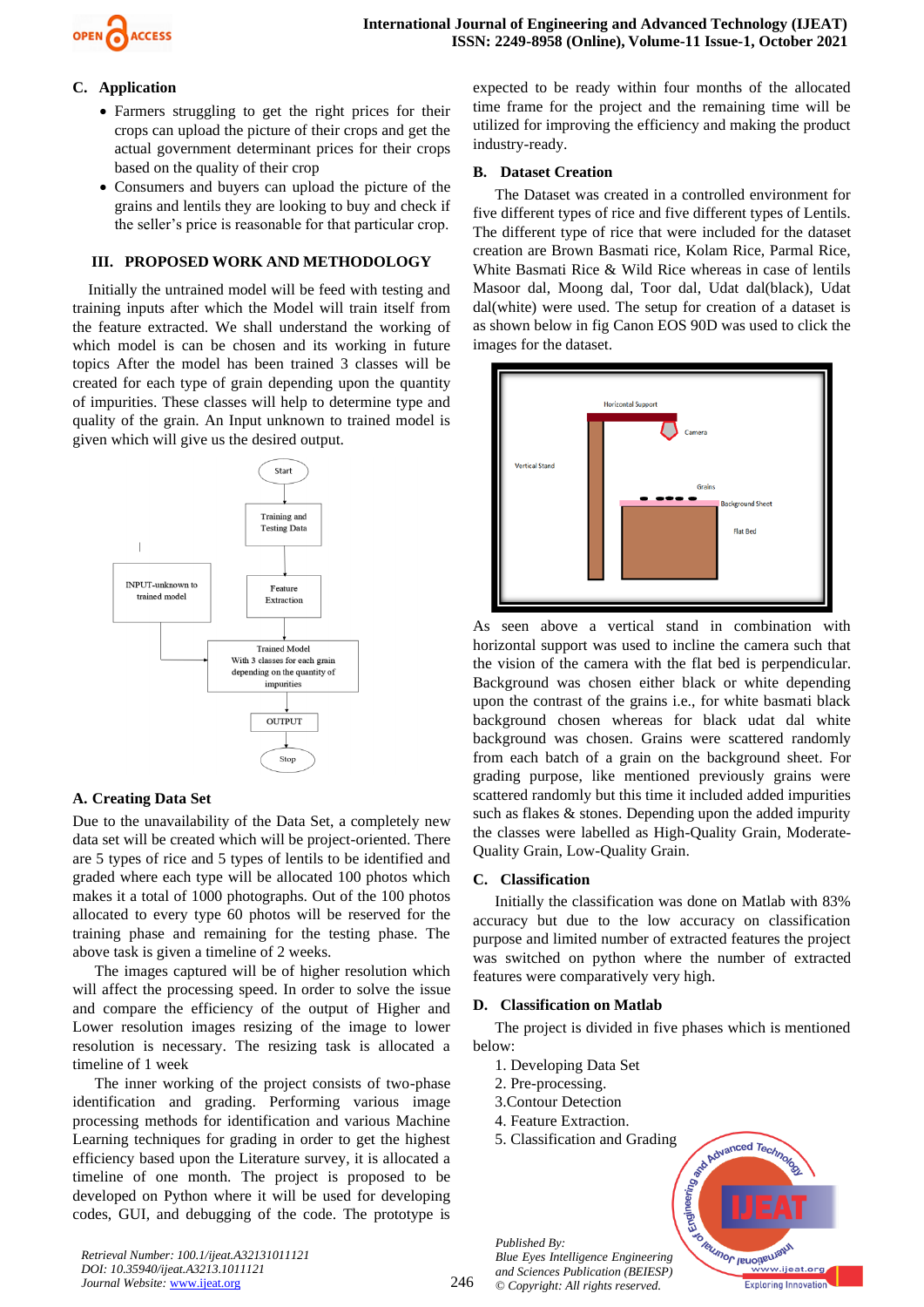## C. Application

- Farmers struggling to get the right prices for their crops can upload the picture of their crops and get the actual government determinant prices for their crops based on the quality of their crop
- Consumers and buyers can upload the picture of the grains and lentils they are looking to buy and check if the seller's price is reasonable for that particular crop.

## III. PROPOSED WORK AND METHODOLOGY

Initially the untrained model will be feed with testing and training inputs after which the Model will train itself from the feature extracted. We shall understand the working of which model is can be chosen and its working in future topics After the model has been trained 3 classes will be created for each type of grain depending upon the quantity of impurities. These classes will help to determine type and quality of the grain. An Input unknown to trained model is given which will give us the desired output.

Start

Training and Testing Data

Feature Extraction

INPUT-unknown to trained model

Trained Model With 3 classes for each grain depending on the quantity of impurities

OUTPUT

Stop

### A. Creating Data Set

Due to the unavailability of the Data Set, a completely new data set will be created which will be project-oriented. There are 5 types of rice and 5 types of lentils to be identified and graded where each type will be allocated 100 photos which makes it a total of 1000 photographs. Out of the 100 photos allocated to every type 60 photos will be reserved for the training phase and remaining for the testing phase. The above task is given a timeline of 2 weeks.

The images captured will be of higher resolution which will affect the processing speed. In order to solve the issue and compare the efficiency of the output of Higher and Lower resolution images resizing of the image to lower resolution is necessary. The resizing task is allocated a timeline of 1 week

The inner working of the project consists of two-phase identification and grading. Performing various image processing methods for identification and various Machine Learning techniques for grading in order to get the highest efficiency based upon the Literature survey, it is allocated a timeline of one month. The project is proposed to be developed on Python where it will be used for developing codes, GUI, and debugging of the code. The prototype is expected to be ready within four months of the allocated time frame for the project and the remaining time will be utilized for improving the efficiency and making the product industry-ready.

### B. Dataset Creation

The Dataset was created in a controlled environment for five different types of rice and five different types of Lentils. The different type of rice that were included for the dataset creation are Brown Basmati rice, Kolam Rice, Parmal Rice, White Basmati Rice & Wild Rice whereas in case of lentils Masoor dal, Moong dal, Toor dal, Udat dal(black), Udat dal(white) were used. The setup for creation of a dataset is as shown below in fig Canon EOS 90D was used to click the images for the dataset.

Horizontal Support

Camera

Vertical Stand

Grains

Background Sheet

Flat Bed

As seen above a vertical stand in combination with horizontal support was used to incline the camera such that the vision of the camera with the flat bed is perpendicular. Background was chosen either black or white depending upon the contrast of the grains i.e., for white basmati black background chosen whereas for black udat dal white background was chosen. Grains were scattered randomly from each batch of a grain on the background sheet. For grading purpose, like mentioned previously grains were scattered randomly but this time it included added impurities such as flakes & stones. Depending upon the added impurity the classes were labelled as High-Quality Grain, Moderate-Quality Grain, Low-Quality Grain.

### C. Classification

Initially the classification was done on Matlab with 83% accuracy but due to the low accuracy on classification purpose and limited number of extracted features the project was switched on python where the number of extracted features were comparatively very high.

### D. Classification on Matlab

The project is divided in five phases which is mentioned below:

1. Developing Data Set
2. Pre-processing.
3. Contour Detection
4. Feature Extraction.
5. Classification and Grading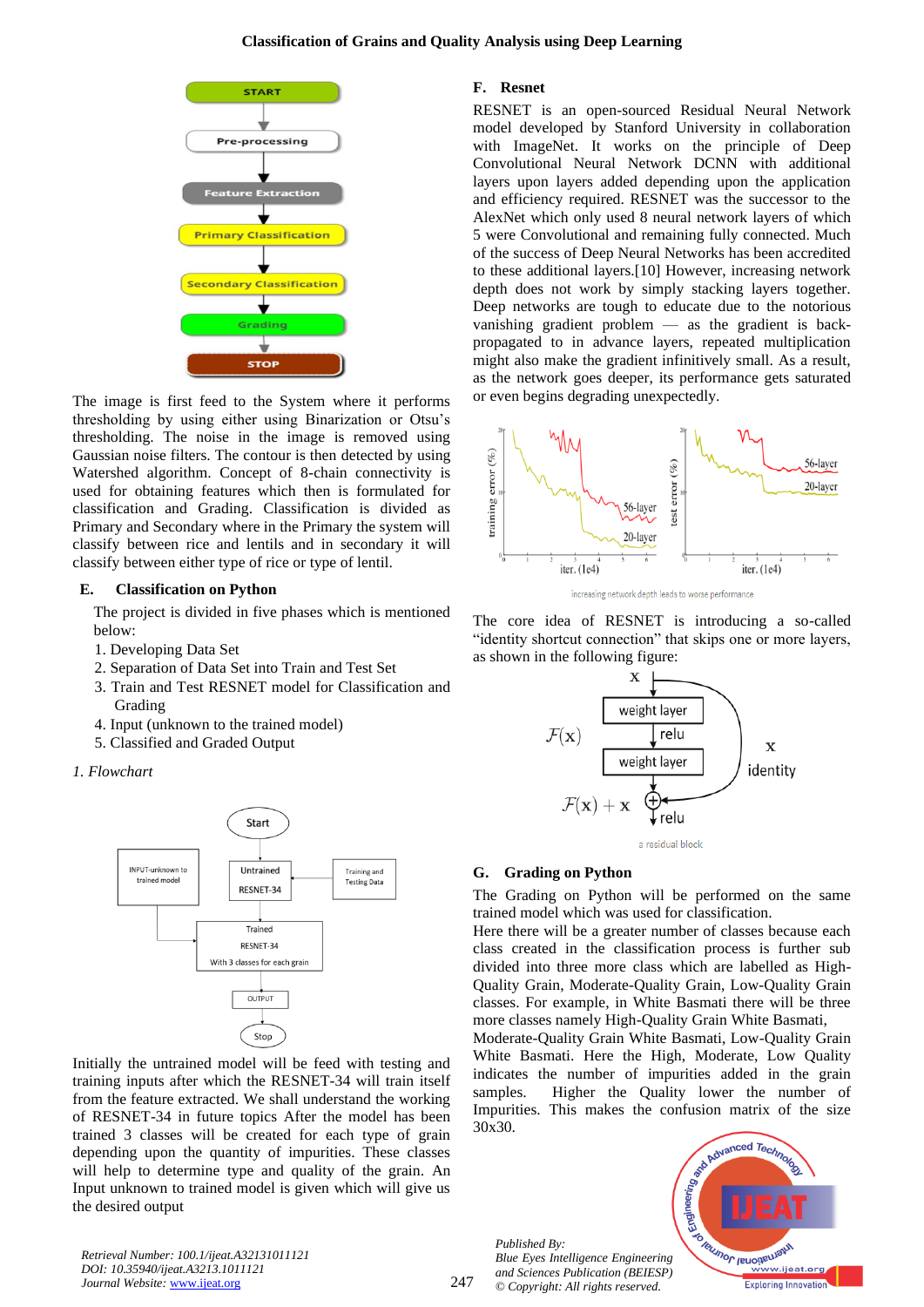The image is first feed to the System where it performs thresholding by using either Binarization or Otsu's thresholding. The noise in the image is removed using Gaussian noise filters. The contour is then detected by using Watershed algorithm. Concept of 8-chain connectivity is used for obtaining features which then is formulated for classification and Grading. Classification is divided as Primary and Secondary where in the Primary the system will classify between rice and lentils and in secondary it will classify between either type of rice or type of lentil.

### E. Classification on Python

The project is divided in five phases which is mentioned below:

1. Developing Data Set
2. Separation of Data Set into Train and Test Set
3. Train and Test RESNET model for Classification and Grading
4. Input (unknown to the trained model)
5. Classified and Graded Output

*1. Flowchart*

Initially the untrained model will be feed with testing and training inputs after which the RESNET-34 will train itself from the feature extracted. We shall understand the working of RESNET-34 in future topics After the model has been trained 3 classes will be created for each type of grain depending upon the quantity of impurities. These classes will help to determine type and quality of the grain. An Input unknown to trained model is given which will give us the desired output

### F. Resnet

RESNET is an open-sourced Residual Neural Network model developed by Stanford University in collaboration with ImageNet. It works on the principle of Deep Convolutional Neural Network DCNN with additional layers upon layers added depending upon the application and efficiency required. RESNET was the successor to the AlexNet which only used 8 neural network layers of which 5 were Convolutional and remaining fully connected. Much of the success of Deep Neural Networks has been accredited to these additional layers.[10] However, increasing network depth does not work by simply stacking layers together. Deep networks are tough to educate due to the notorious vanishing gradient problem — as the gradient is back-propagated to in advance layers, repeated multiplication might also make the gradient infinitively small. As a result, as the network goes deeper, its performance gets saturated or even begins degrading unexpectedly.

increasing network depth leads to worse performance

The core idea of RESNET is introducing a so-called "identity shortcut connection" that skips one or more layers, as shown in the following figure:

a residual block

### G. Grading on Python

The Grading on Python will be performed on the same trained model which was used for classification.

Here there will be a greater number of classes because each class created in the classification process is further sub divided into three more class which are labelled as High-Quality Grain, Moderate-Quality Grain, Low-Quality Grain classes. For example, in White Basmati there will be three more classes namely High-Quality Grain White Basmati, Moderate-Quality Grain White Basmati, Low-Quality Grain White Basmati. Here the High, Moderate, Low Quality indicates the number of impurities added in the grain samples. Higher the Quality lower the number of Impurities. This makes the confusion matrix of the size 30x30.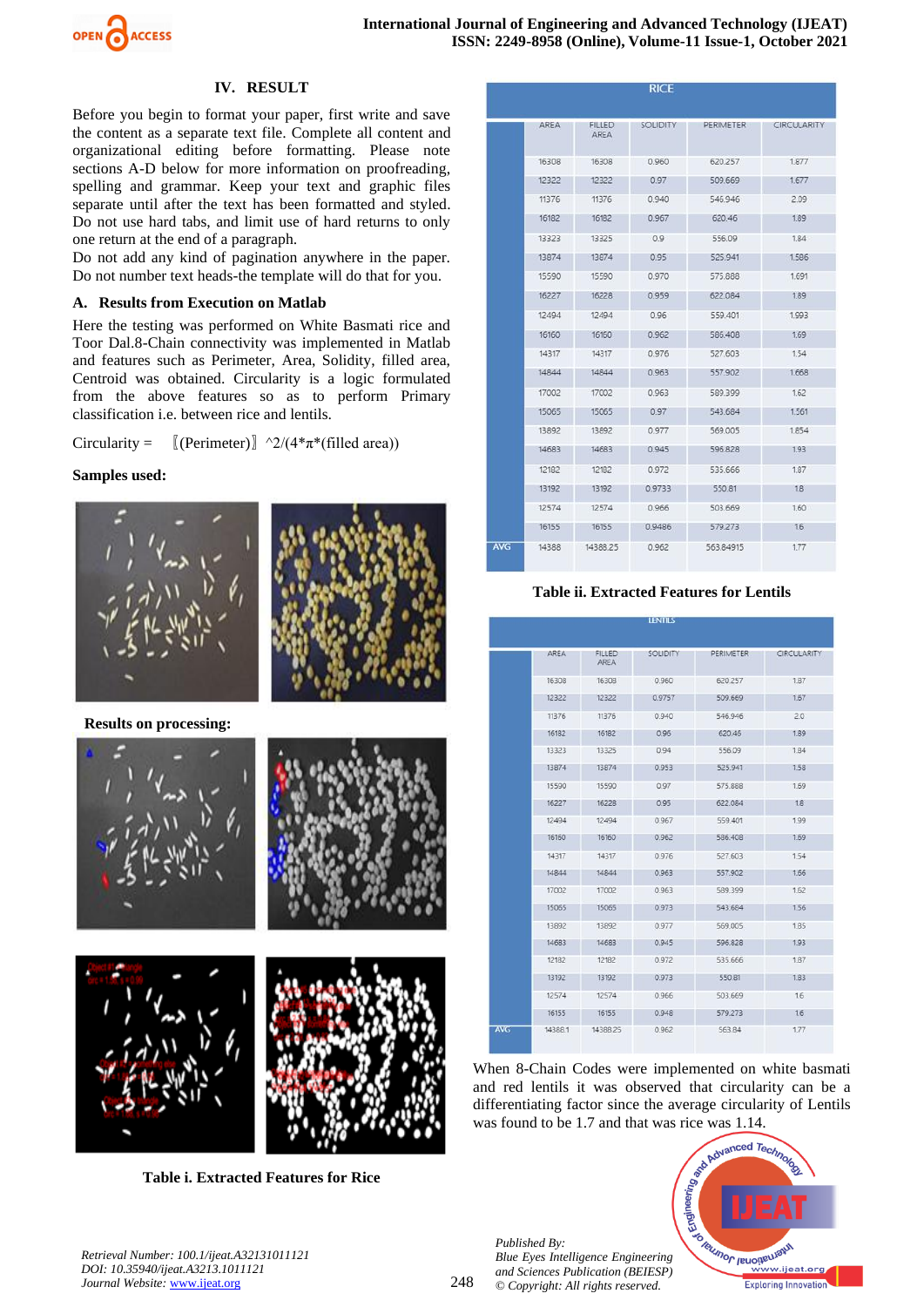## IV. RESULT

Before you begin to format your paper, first write and save the content as a separate text file. Complete all content and organizational editing before formatting. Please note sections A-D below for more information on proofreading, spelling and grammar. Keep your text and graphic files separate until after the text has been formatted and styled. Do not use hard tabs, and limit use of hard returns to only one return at the end of a paragraph.

Do not add any kind of pagination anywhere in the paper. Do not number text heads-the template will do that for you.

### A. Results from Execution on Matlab

Here the testing was performed on White Basmati rice and Toor Dal.8-Chain connectivity was implemented in Matlab and features such as Perimeter, Area, Solidity, filled area, Centroid was obtained. Circularity is a logic formulated from the above features so as to perform Primary classification i.e. between rice and lentils.

Circularity = 〚(Perimeter)〛^2/(4\*π\*(filled area))

**Samples used:**

**Results on processing:**

**Table i. Extracted Features for Rice**

| RICE | | | | | |
|---|---|---|---|---|---|
| | AREA | FILLED AREA | SOLIDITY | PERIMETER | CIRCULARITY |
| | 16308 | 16308 | 0.960 | 620.257 | 1.877 |
| | 12322 | 12322 | 0.97 | 509.669 | 1.677 |
| | 11376 | 11376 | 0.940 | 546.946 | 2.09 |
| | 16182 | 16182 | 0.967 | 620.46 | 1.89 |
| | 13323 | 13325 | 0.9 | 556.09 | 1.84 |
| | 13874 | 13874 | 0.95 | 525.941 | 1.586 |
| | 15590 | 15590 | 0.970 | 575.888 | 1.691 |
| | 16227 | 16228 | 0.959 | 622.084 | 1.89 |
| | 12494 | 12494 | 0.96 | 559.401 | 1.993 |
| | 16160 | 16160 | 0.962 | 586.408 | 1.69 |
| | 14317 | 14317 | 0.976 | 527.603 | 1.54 |
| | 14844 | 14844 | 0.963 | 557.902 | 1.668 |
| | 17002 | 17002 | 0.963 | 589.399 | 1.62 |
| | 15065 | 15065 | 0.97 | 543.684 | 1.561 |
| | 13892 | 13892 | 0.977 | 569.005 | 1.854 |
| | 14683 | 14683 | 0.945 | 596.828 | 1.93 |
| | 12182 | 12182 | 0.972 | 535.666 | 1.87 |
| | 13192 | 13192 | 0.9733 | 550.81 | 1.8 |
| | 12574 | 12574 | 0.966 | 503.669 | 1.60 |
| | 16155 | 16155 | 0.9486 | 579.273 | 1.6 |
| AVG | 14388 | 14388.25 | 0.962 | 563.84915 | 1.77 |

**Table ii. Extracted Features for Lentils**

| LENTILS | | | | | |
|---|---|---|---|---|---|
| | AREA | FILLED AREA | SOLIDITY | PERIMETER | CIRCULARITY |
| | 16308 | 16308 | 0.960 | 620.257 | 1.87 |
| | 12322 | 12322 | 0.9757 | 509.669 | 1.67 |
| | 11376 | 11376 | 0.940 | 546.946 | 2.0 |
| | 16182 | 16182 | 0.96 | 620.46 | 1.89 |
| | 13323 | 13325 | 0.94 | 556.09 | 1.84 |
| | 13874 | 13874 | 0.953 | 525.941 | 1.58 |
| | 15590 | 15590 | 0.97 | 575.888 | 1.69 |
| | 16227 | 16228 | 0.95 | 622.084 | 1.8 |
| | 12494 | 12494 | 0.967 | 559.401 | 1.99 |
| | 16160 | 16160 | 0.962 | 586.408 | 1.69 |
| | 14317 | 14317 | 0.976 | 527.603 | 1.54 |
| | 14844 | 14844 | 0.963 | 557.902 | 1.66 |
| | 17002 | 17002 | 0.963 | 589.399 | 1.62 |
| | 15065 | 15065 | 0.973 | 543.684 | 1.56 |
| | 13892 | 13892 | 0.977 | 569.005 | 1.85 |
| | 14683 | 14683 | 0.945 | 596.828 | 1.93 |
| | 12182 | 12182 | 0.972 | 535.666 | 1.87 |
| | 13192 | 13192 | 0.973 | 550.81 | 1.83 |
| | 12574 | 12574 | 0.966 | 503.669 | 1.6 |
| | 16155 | 16155 | 0.948 | 579.273 | 1.6 |
| AVG | 14388.1 | 14388.25 | 0.962 | 563.84 | 1.77 |

When 8-Chain Codes were implemented on white basmati and red lentils it was observed that circularity can be a differentiating factor since the average circularity of Lentils was found to be 1.7 and that was rice was 1.14.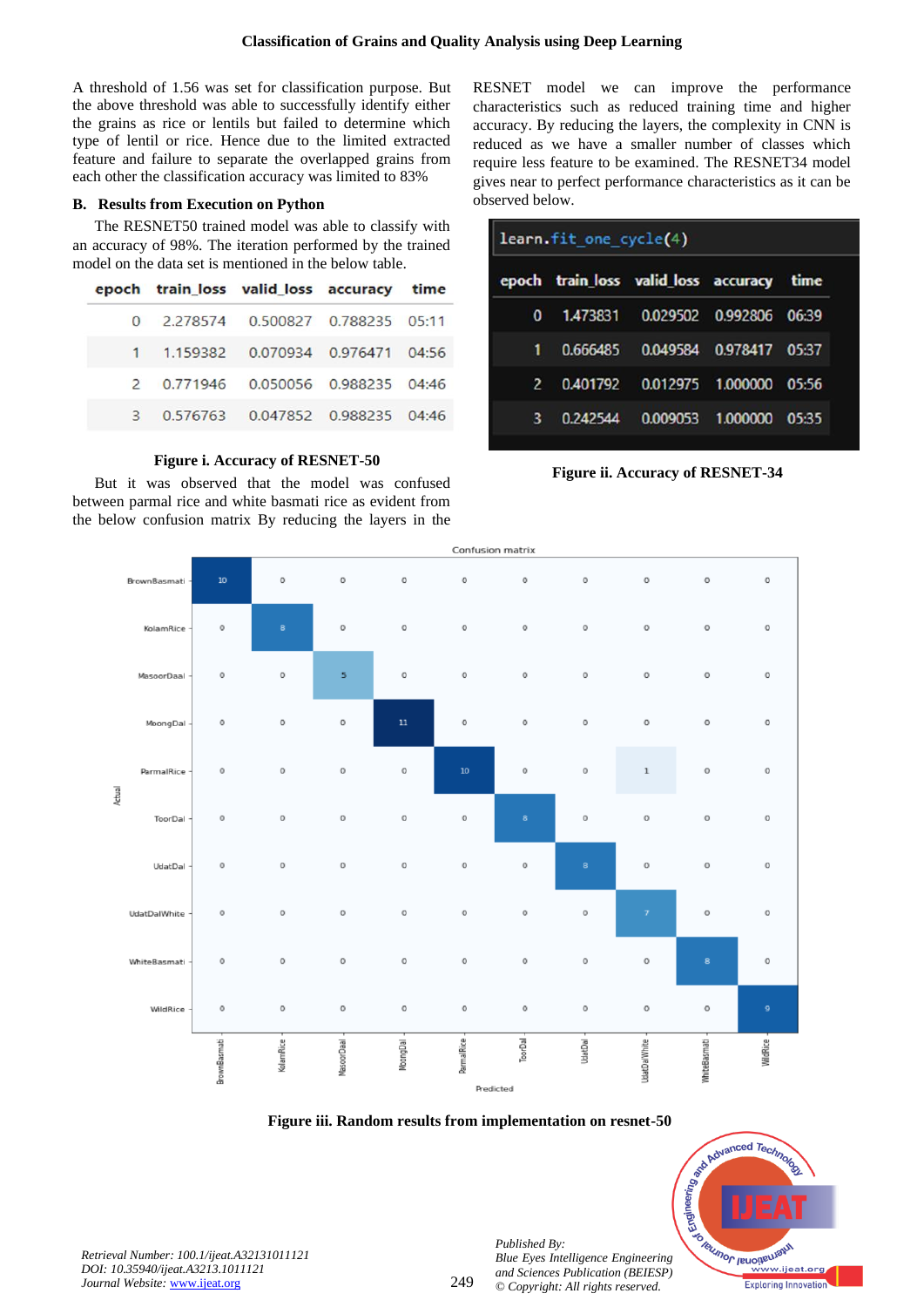A threshold of 1.56 was set for classification purpose. But the above threshold was able to successfully identify either the grains as rice or lentils but failed to determine which type of lentil or rice. Hence due to the limited extracted feature and failure to separate the overlapped grains from each other the classification accuracy was limited to 83%

### B. Results from Execution on Python

The RESNET50 trained model was able to classify with an accuracy of 98%. The iteration performed by the trained model on the data set is mentioned in the below table.

| epoch | train_loss | valid_loss | accuracy | time |
|---|---|---|---|---|
| 0 | 2.278574 | 0.500827 | 0.788235 | 05:11 |
| 1 | 1.159382 | 0.070934 | 0.976471 | 04:56 |
| 2 | 0.771946 | 0.050056 | 0.988235 | 04:46 |
| 3 | 0.576763 | 0.047852 | 0.988235 | 04:46 |

**Figure i. Accuracy of RESNET-50**

But it was observed that the model was confused between parmal rice and white basmati rice as evident from the below confusion matrix By reducing the layers in the RESNET model we can improve the performance characteristics such as reduced training time and higher accuracy. By reducing the layers, the complexity in CNN is reduced as we have a smaller number of classes which require less feature to be examined. The RESNET34 model gives near to perfect performance characteristics as it can be observed below.

```
learn.fit_one_cycle(4)
```

| epoch | train_loss | valid_loss | accuracy | time |
|---|---|---|---|---|
| 0 | 1.473831 | 0.029502 | 0.992806 | 06:39 |
| 1 | 0.666485 | 0.049584 | 0.978417 | 05:37 |
| 2 | 0.401792 | 0.012975 | 1.000000 | 05:56 |
| 3 | 0.242544 | 0.009053 | 1.000000 | 05:35 |

**Figure ii. Accuracy of RESNET-34**

Confusion matrix

| Actual \ Predicted | BrownBasmati | KolamRice | MasoorDaal | MoongDal | ParmalRice | ToorDal | UdatDal | UdatDalWhite | WhiteBasmati | WildRice |
|---|---|---|---|---|---|---|---|---|---|---|
| BrownBasmati | 10 | 0 | 0 | 0 | 0 | 0 | 0 | 0 | 0 | 0 |
| KolamRice | 0 | 8 | 0 | 0 | 0 | 0 | 0 | 0 | 0 | 0 |
| MasoorDaal | 0 | 0 | 5 | 0 | 0 | 0 | 0 | 0 | 0 | 0 |
| MoongDal | 0 | 0 | 0 | 11 | 0 | 0 | 0 | 0 | 0 | 0 |
| ParmalRice | 0 | 0 | 0 | 0 | 10 | 0 | 0 | 1 | 0 | 0 |
| ToorDal | 0 | 0 | 0 | 0 | 0 | 8 | 0 | 0 | 0 | 0 |
| UdatDal | 0 | 0 | 0 | 0 | 0 | 0 | 8 | 0 | 0 | 0 |
| UdatDalWhite | 0 | 0 | 0 | 0 | 0 | 0 | 0 | 7 | 0 | 0 |
| WhiteBasmati | 0 | 0 | 0 | 0 | 0 | 0 | 0 | 0 | 8 | 0 |
| WildRice | 0 | 0 | 0 | 0 | 0 | 0 | 0 | 0 | 0 | 9 |

**Figure iii. Random results from implementation on resnet-50**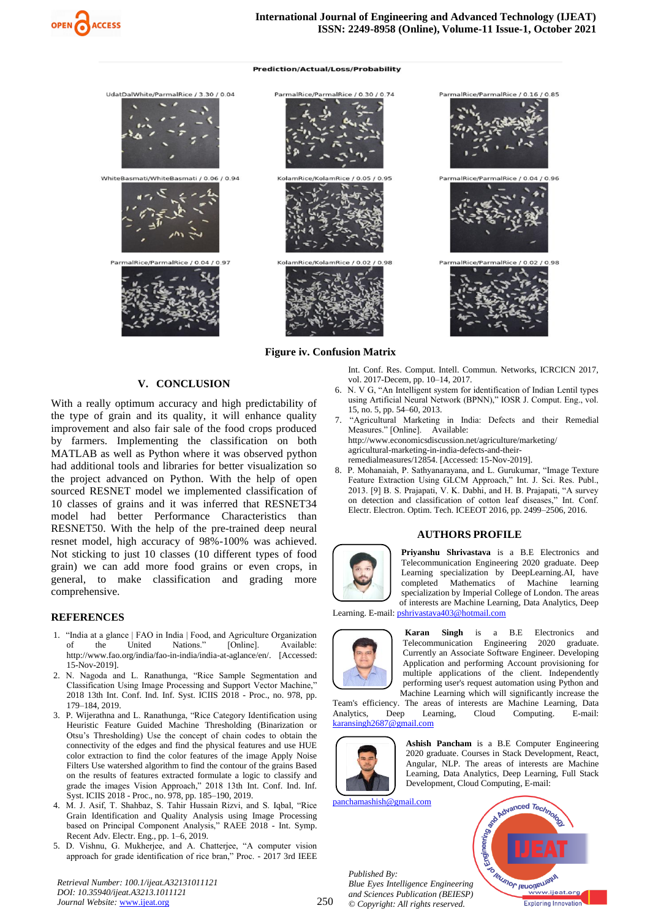Prediction/Actual/Loss/Probability

UdatDalWhite/ParmalRice / 3.30 / 0.04

ParmalRice/ParmalRice / 0.30 / 0.74

ParmalRice/ParmalRice / 0.16 / 0.85

WhiteBasmati/WhiteBasmati / 0.06 / 0.94

KolamRice/KolamRice / 0.05 / 0.95

ParmalRice/ParmalRice / 0.04 / 0.96

ParmalRice/ParmalRice / 0.04 / 0.97

KolamRice/KolamRice / 0.02 / 0.98

ParmalRice/ParmalRice / 0.02 / 0.98

**Figure iv. Confusion Matrix**

## V. CONCLUSION

With a really optimum accuracy and high predictability of the type of grain and its quality, it will enhance quality improvement and also fair sale of the food crops produced by farmers. Implementing the classification on both MATLAB as well as Python where it was observed python had additional tools and libraries for better visualization so the project advanced on Python. With the help of open sourced RESNET model we implemented classification of 10 classes of grains and it was inferred that RESNET34 model had better Performance Characteristics than RESNET50. With the help of the pre-trained deep neural resnet model, high accuracy of 98%-100% was achieved. Not sticking to just 10 classes (10 different types of food grain) we can add more food grains or even crops, in general, to make classification and grading more comprehensive.

## REFERENCES

1. "India at a glance | FAO in India | Food, and Agriculture Organization of the United Nations." [Online]. Available: http://www.fao.org/india/fao-in-india/india-at-aglance/en/. [Accessed: 15-Nov-2019].
2. N. Nagoda and L. Ranathunga, "Rice Sample Segmentation and Classification Using Image Processing and Support Vector Machine," 2018 13th Int. Conf. Ind. Inf. Syst. ICIIS 2018 - Proc., no. 978, pp. 179–184, 2019.
3. P. Wijerathna and L. Ranathunga, "Rice Category Identification using Heuristic Feature Guided Machine Thresholding (Binarization or Otsu's Thresholding) Use the concept of chain codes to obtain the connectivity of the edges and find the physical features and use HUE color extraction to find the color features of the image Apply Noise Filters Use watershed algorithm to find the contour of the grains Based on the results of features extracted formulate a logic to classify and grade the images Vision Approach," 2018 13th Int. Conf. Ind. Inf. Syst. ICIIS 2018 - Proc., no. 978, pp. 185–190, 2019.
4. M. J. Asif, T. Shahbaz, S. Tahir Hussain Rizvi, and S. Iqbal, "Rice Grain Identification and Quality Analysis using Image Processing based on Principal Component Analysis," RAEE 2018 - Int. Symp. Recent Adv. Electr. Eng., pp. 1–6, 2019.
5. D. Vishnu, G. Mukherjee, and A. Chatterjee, "A computer vision approach for grade identification of rice bran," Proc. - 2017 3rd IEEE Int. Conf. Res. Comput. Intell. Commun. Networks, ICRCICN 2017, vol. 2017-Decem, pp. 10–14, 2017.
6. N. V G, "An Intelligent system for identification of Indian Lentil types using Artificial Neural Network (BPNN)," IOSR J. Comput. Eng., vol. 15, no. 5, pp. 54–60, 2013.
7. "Agricultural Marketing in India: Defects and their Remedial Measures." [Online]. Available: http://www.economicsdiscussion.net/agriculture/marketing/agricultural-marketing-in-india-defects-and-their-remedialmeasures/12854. [Accessed: 15-Nov-2019].
8. P. Mohanaiah, P. Sathyanarayana, and L. Gurukumar, "Image Texture Feature Extraction Using GLCM Approach," Int. J. Sci. Res. Publ., 2013. [9] B. S. Prajapati, V. K. Dabhi, and H. B. Prajapati, "A survey on detection and classification of cotton leaf diseases," Int. Conf. Electr. Electron. Optim. Tech. ICEEOT 2016, pp. 2499–2506, 2016.

## AUTHORS PROFILE

**Priyanshu Shrivastava** is a B.E Electronics and Telecommunication Engineering 2020 graduate. Deep Learning specialization by DeepLearning.AI, have completed Mathematics of Machine learning specialization by Imperial College of London. The areas of interests are Machine Learning, Data Analytics, Deep Learning. E-mail: pshrivastava403@hotmail.com

**Karan Singh** is a B.E Electronics and Telecommunication Engineering 2020 graduate. Currently an Associate Software Engineer. Developing Application and performing Account provisioning for multiple applications of the client. Independently performing user's request automation using Python and Machine Learning which will significantly increase the Team's efficiency. The areas of interests are Machine Learning, Data Analytics, Deep Learning, Cloud Computing. E-mail: karansingh2687@gmail.com

**Ashish Pancham** is a B.E Computer Engineering 2020 graduate. Courses in Stack Development, React, Angular, NLP. The areas of interests are Machine Learning, Data Analytics, Deep Learning, Full Stack Development, Cloud Computing, E-mail: panchamashish@gmail.com